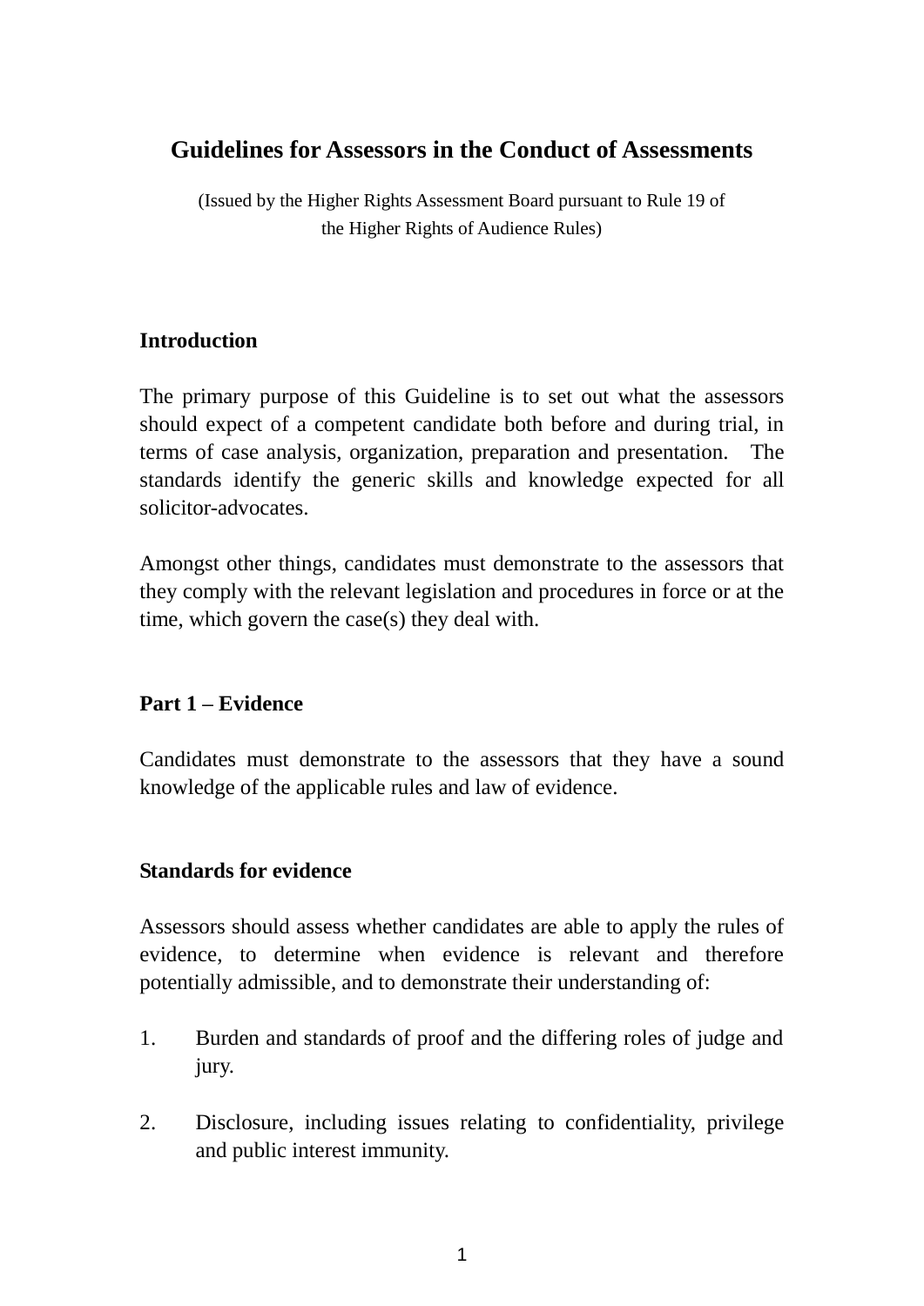# Guidelines for Assessors in the Conduct of Assessments

(Issued by the Higher Rights Assessment Board pursuant to Rule 19 of the Higher Rights of Audience Rules)

## Introduction

The primary purpose of this Guideline is to set out what the assessors should expect of a competent candidate both before and during trial, in terms of case analysis, organization, preparation and presentation. The standards identify the generic skills and knowledge expected for all solicitor-advocates.

Amongst other things, candidates must demonstrate to the assessors that they comply with the relevant legislation and procedures in force or at the time, which govern the case(s) they deal with.

## Part 1 – Evidence

Candidates must demonstrate to the assessors that they have a sound knowledge of the applicable rules and law of evidence.

### Standards for evidence

Assessors should assess whether candidates are able to apply the rules of evidence, to determine when evidence is relevant and therefore potentially admissible, and to demonstrate their understanding of:

1. Burden and standards of proof and the differing roles of judge and jury.

2. Disclosure, including issues relating to confidentiality, privilege and public interest immunity.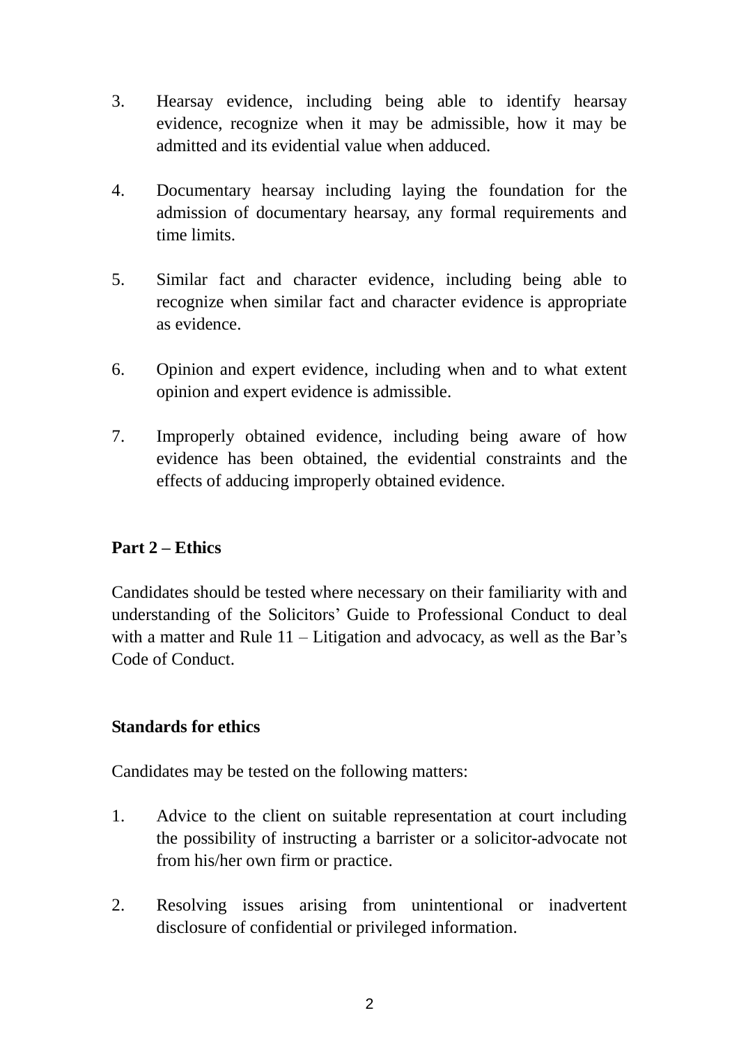3. Hearsay evidence, including being able to identify hearsay evidence, recognize when it may be admissible, how it may be admitted and its evidential value when adduced.

4. Documentary hearsay including laying the foundation for the admission of documentary hearsay, any formal requirements and time limits.

5. Similar fact and character evidence, including being able to recognize when similar fact and character evidence is appropriate as evidence.

6. Opinion and expert evidence, including when and to what extent opinion and expert evidence is admissible.

7. Improperly obtained evidence, including being aware of how evidence has been obtained, the evidential constraints and the effects of adducing improperly obtained evidence.

**Part 2 – Ethics**

Candidates should be tested where necessary on their familiarity with and understanding of the Solicitors' Guide to Professional Conduct to deal with a matter and Rule 11 – Litigation and advocacy, as well as the Bar's Code of Conduct.

**Standards for ethics**

Candidates may be tested on the following matters:

1. Advice to the client on suitable representation at court including the possibility of instructing a barrister or a solicitor-advocate not from his/her own firm or practice.

2. Resolving issues arising from unintentional or inadvertent disclosure of confidential or privileged information.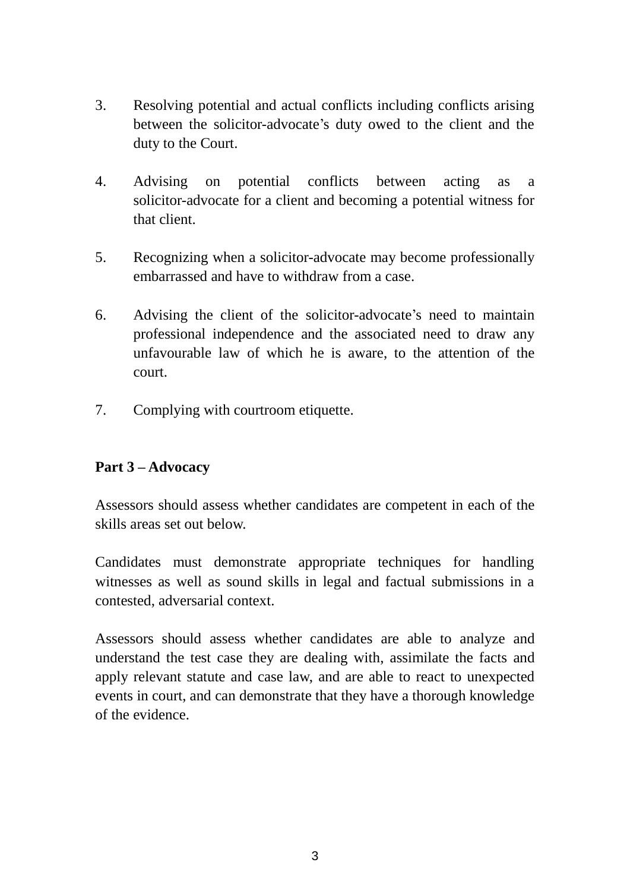3. Resolving potential and actual conflicts including conflicts arising between the solicitor-advocate's duty owed to the client and the duty to the Court.

4. Advising on potential conflicts between acting as a solicitor-advocate for a client and becoming a potential witness for that client.

5. Recognizing when a solicitor-advocate may become professionally embarrassed and have to withdraw from a case.

6. Advising the client of the solicitor-advocate's need to maintain professional independence and the associated need to draw any unfavourable law of which he is aware, to the attention of the court.

7. Complying with courtroom etiquette.

**Part 3 – Advocacy**

Assessors should assess whether candidates are competent in each of the skills areas set out below.

Candidates must demonstrate appropriate techniques for handling witnesses as well as sound skills in legal and factual submissions in a contested, adversarial context.

Assessors should assess whether candidates are able to analyze and understand the test case they are dealing with, assimilate the facts and apply relevant statute and case law, and are able to react to unexpected events in court, and can demonstrate that they have a thorough knowledge of the evidence.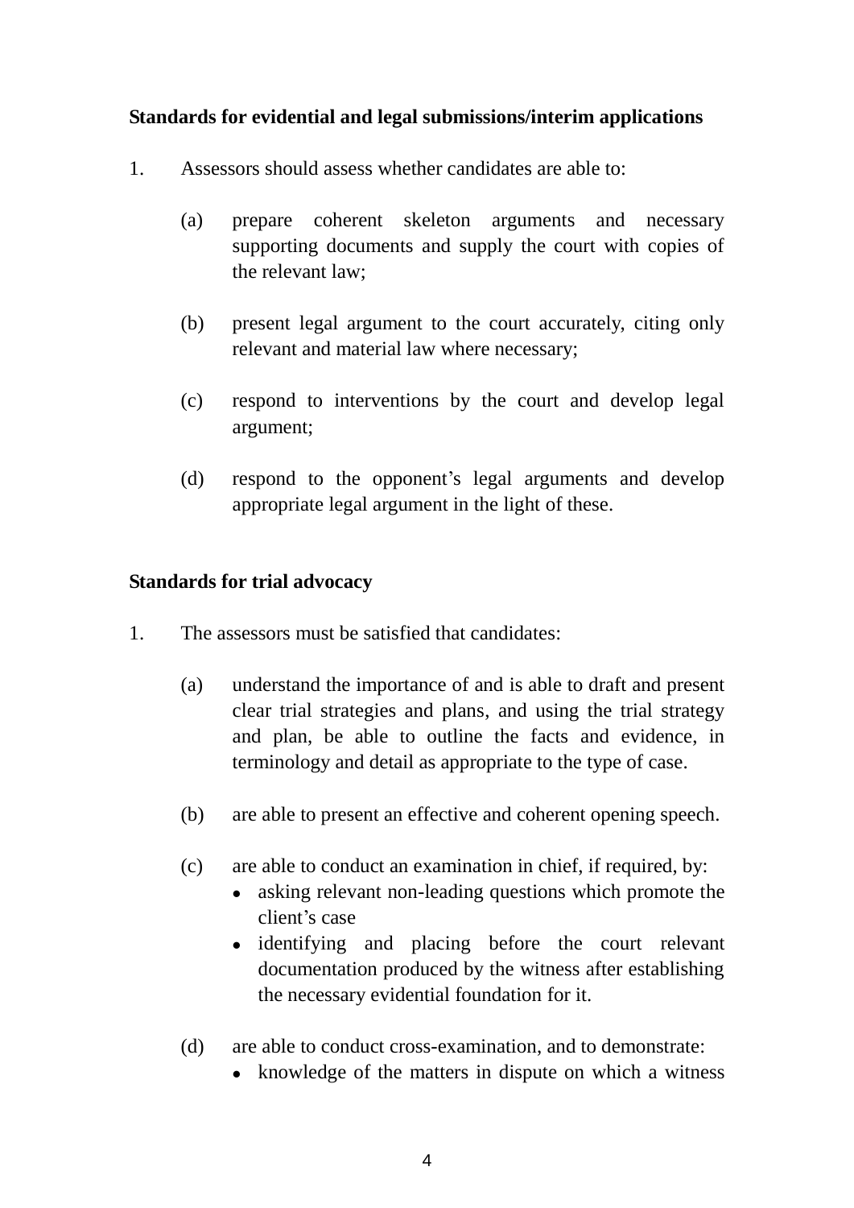**Standards for evidential and legal submissions/interim applications**

1. Assessors should assess whether candidates are able to:

   (a) prepare coherent skeleton arguments and necessary supporting documents and supply the court with copies of the relevant law;

   (b) present legal argument to the court accurately, citing only relevant and material law where necessary;

   (c) respond to interventions by the court and develop legal argument;

   (d) respond to the opponent's legal arguments and develop appropriate legal argument in the light of these.

**Standards for trial advocacy**

1. The assessors must be satisfied that candidates:

   (a) understand the importance of and is able to draft and present clear trial strategies and plans, and using the trial strategy and plan, be able to outline the facts and evidence, in terminology and detail as appropriate to the type of case.

   (b) are able to present an effective and coherent opening speech.

   (c) are able to conduct an examination in chief, if required, by:
      - asking relevant non-leading questions which promote the client's case
      - identifying and placing before the court relevant documentation produced by the witness after establishing the necessary evidential foundation for it.

   (d) are able to conduct cross-examination, and to demonstrate:
      - knowledge of the matters in dispute on which a witness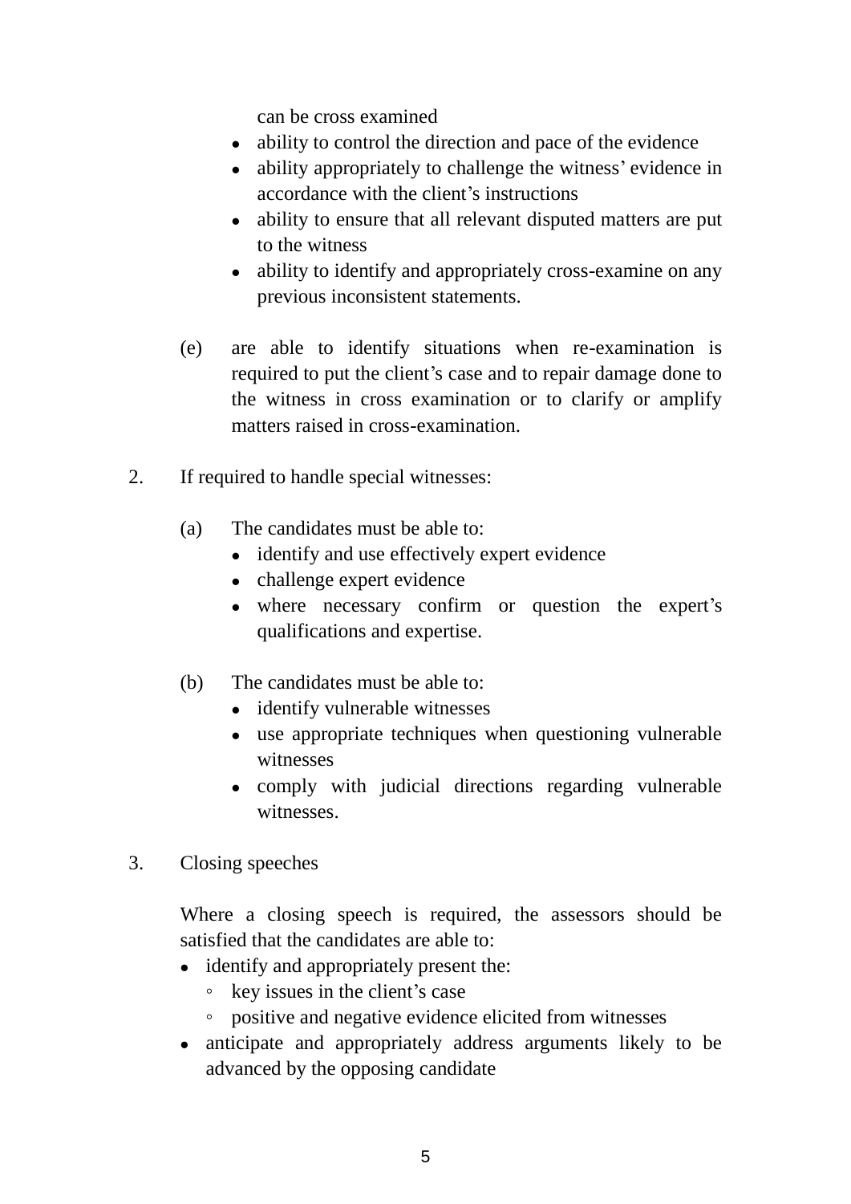can be cross examined

- ability to control the direction and pace of the evidence
- ability appropriately to challenge the witness' evidence in accordance with the client's instructions
- ability to ensure that all relevant disputed matters are put to the witness
- ability to identify and appropriately cross-examine on any previous inconsistent statements.

(e) are able to identify situations when re-examination is required to put the client's case and to repair damage done to the witness in cross examination or to clarify or amplify matters raised in cross-examination.

2. If required to handle special witnesses:

(a) The candidates must be able to:

- identify and use effectively expert evidence
- challenge expert evidence
- where necessary confirm or question the expert's qualifications and expertise.

(b) The candidates must be able to:

- identify vulnerable witnesses
- use appropriate techniques when questioning vulnerable witnesses
- comply with judicial directions regarding vulnerable witnesses.

3. Closing speeches

Where a closing speech is required, the assessors should be satisfied that the candidates are able to:

- identify and appropriately present the:
  - key issues in the client's case
  - positive and negative evidence elicited from witnesses
- anticipate and appropriately address arguments likely to be advanced by the opposing candidate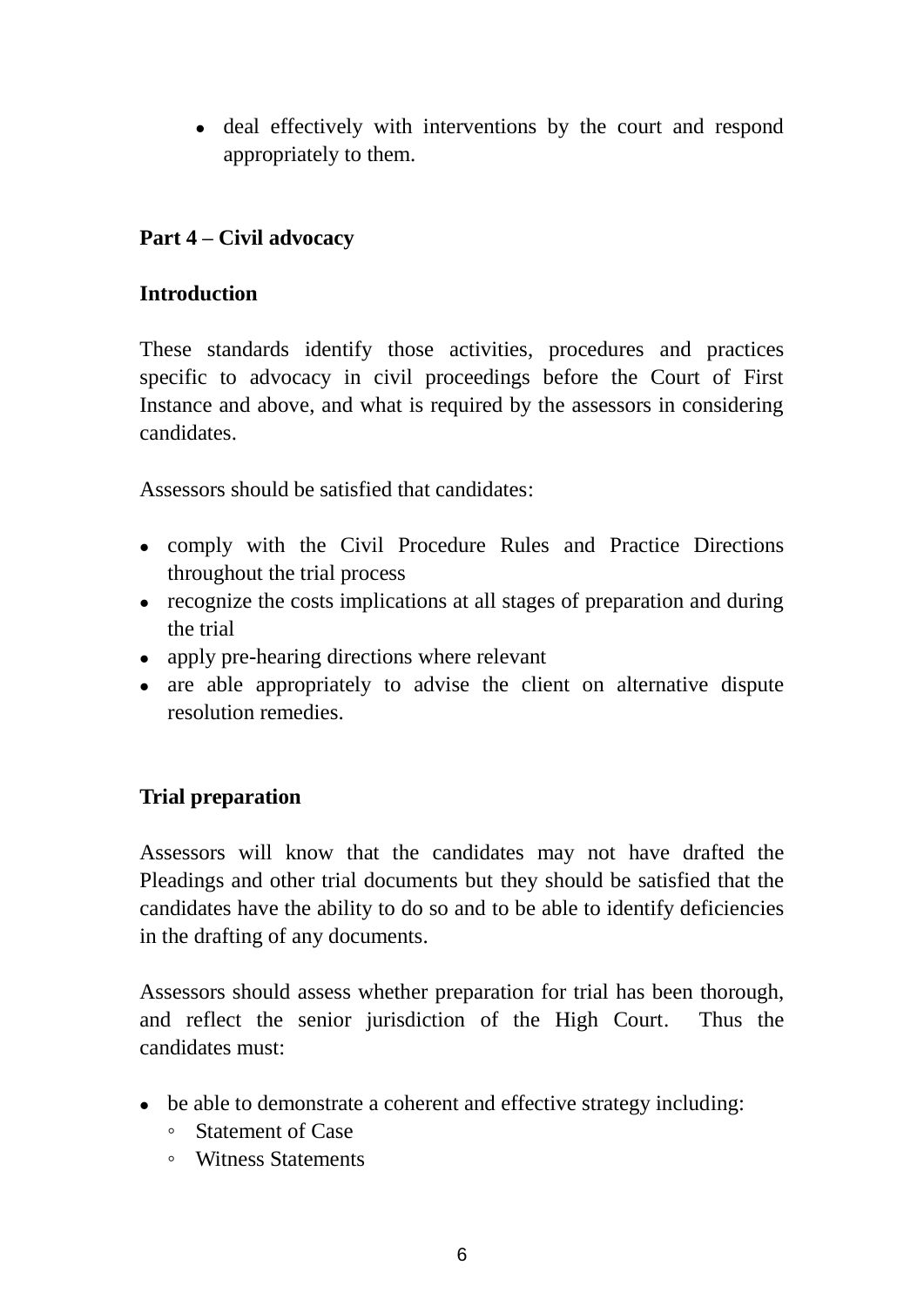- deal effectively with interventions by the court and respond appropriately to them.

**Part 4 – Civil advocacy**

**Introduction**

These standards identify those activities, procedures and practices specific to advocacy in civil proceedings before the Court of First Instance and above, and what is required by the assessors in considering candidates.

Assessors should be satisfied that candidates:

- comply with the Civil Procedure Rules and Practice Directions throughout the trial process
- recognize the costs implications at all stages of preparation and during the trial
- apply pre-hearing directions where relevant
- are able appropriately to advise the client on alternative dispute resolution remedies.

**Trial preparation**

Assessors will know that the candidates may not have drafted the Pleadings and other trial documents but they should be satisfied that the candidates have the ability to do so and to be able to identify deficiencies in the drafting of any documents.

Assessors should assess whether preparation for trial has been thorough, and reflect the senior jurisdiction of the High Court. Thus the candidates must:

- be able to demonstrate a coherent and effective strategy including:
    - Statement of Case
    - Witness Statements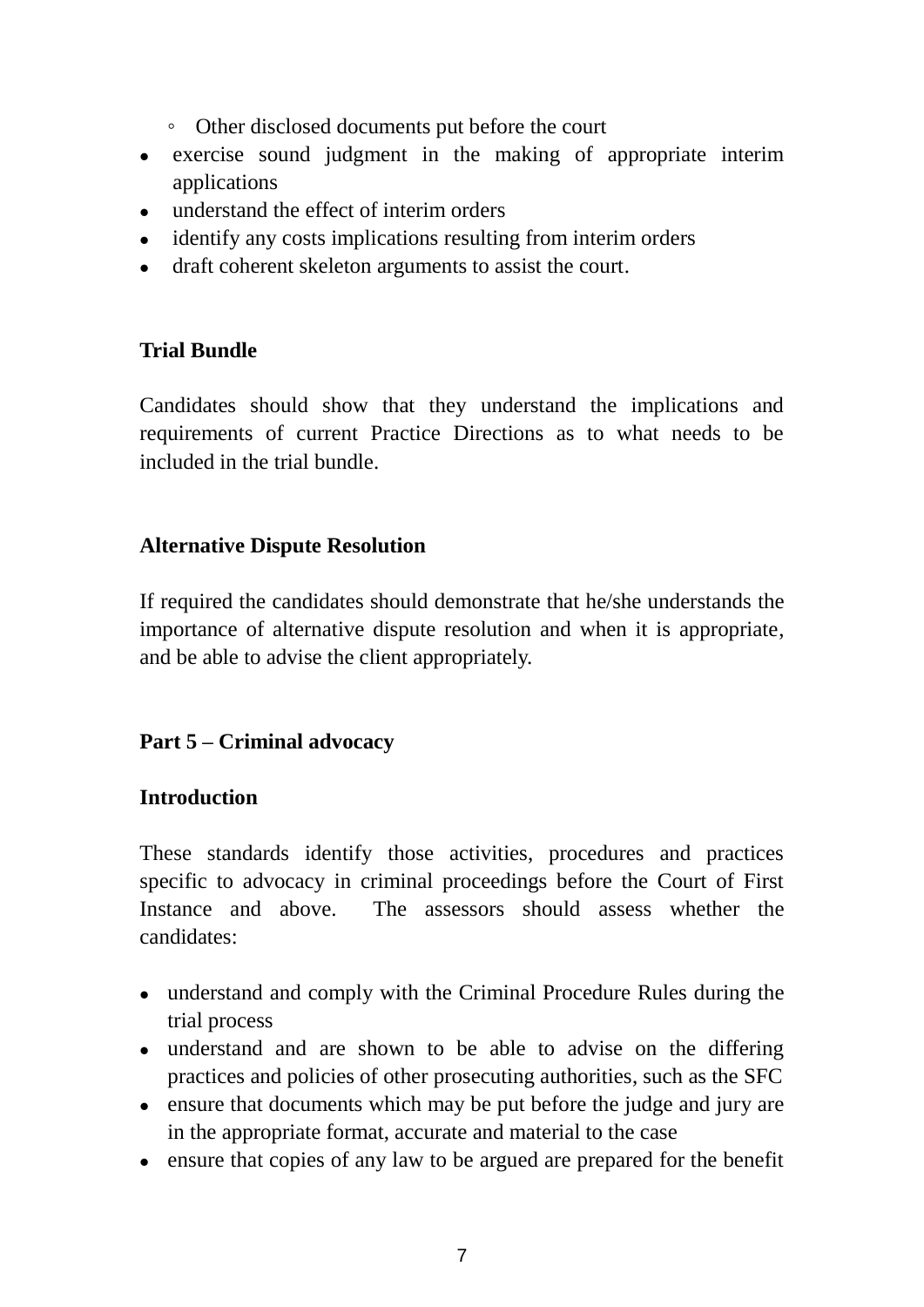- Other disclosed documents put before the court
- exercise sound judgment in the making of appropriate interim applications
- understand the effect of interim orders
- identify any costs implications resulting from interim orders
- draft coherent skeleton arguments to assist the court.

**Trial Bundle**

Candidates should show that they understand the implications and requirements of current Practice Directions as to what needs to be included in the trial bundle.

**Alternative Dispute Resolution**

If required the candidates should demonstrate that he/she understands the importance of alternative dispute resolution and when it is appropriate, and be able to advise the client appropriately.

**Part 5 – Criminal advocacy**

**Introduction**

These standards identify those activities, procedures and practices specific to advocacy in criminal proceedings before the Court of First Instance and above. The assessors should assess whether the candidates:

- understand and comply with the Criminal Procedure Rules during the trial process
- understand and are shown to be able to advise on the differing practices and policies of other prosecuting authorities, such as the SFC
- ensure that documents which may be put before the judge and jury are in the appropriate format, accurate and material to the case
- ensure that copies of any law to be argued are prepared for the benefit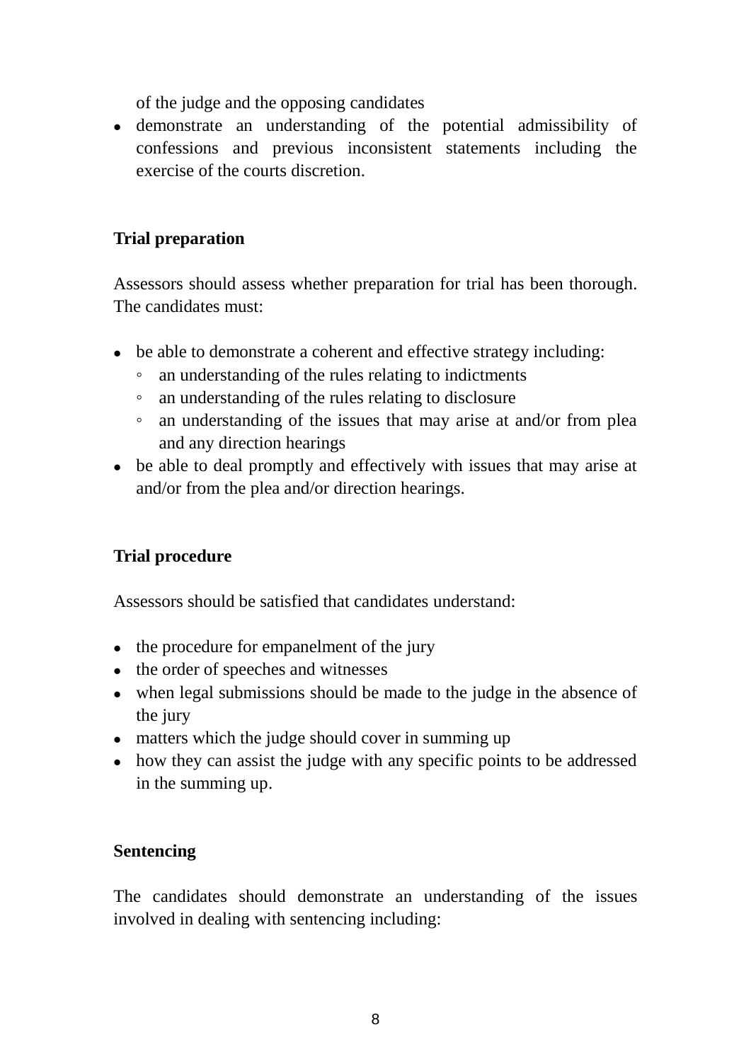of the judge and the opposing candidates

- demonstrate an understanding of the potential admissibility of confessions and previous inconsistent statements including the exercise of the courts discretion.

**Trial preparation**

Assessors should assess whether preparation for trial has been thorough. The candidates must:

- be able to demonstrate a coherent and effective strategy including:
  - an understanding of the rules relating to indictments
  - an understanding of the rules relating to disclosure
  - an understanding of the issues that may arise at and/or from plea and any direction hearings
- be able to deal promptly and effectively with issues that may arise at and/or from the plea and/or direction hearings.

**Trial procedure**

Assessors should be satisfied that candidates understand:

- the procedure for empanelment of the jury
- the order of speeches and witnesses
- when legal submissions should be made to the judge in the absence of the jury
- matters which the judge should cover in summing up
- how they can assist the judge with any specific points to be addressed in the summing up.

**Sentencing**

The candidates should demonstrate an understanding of the issues involved in dealing with sentencing including: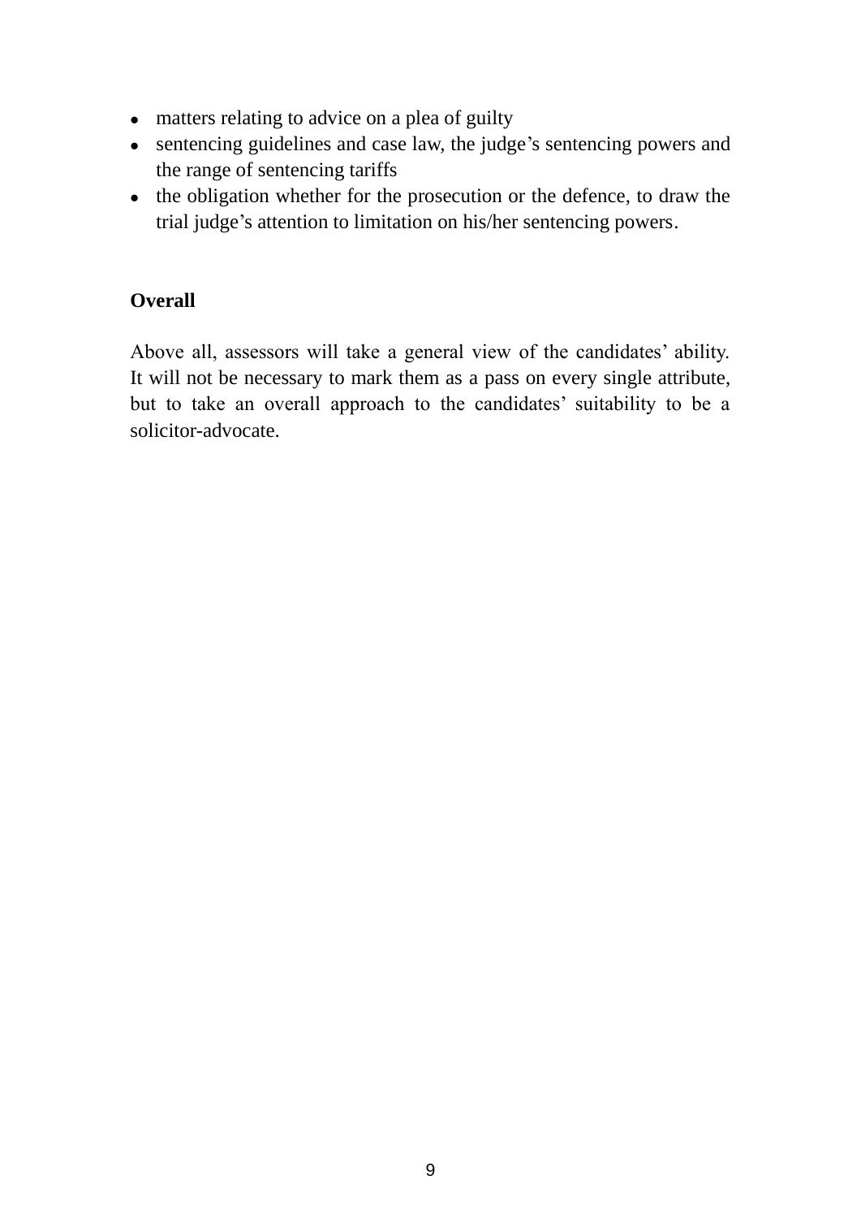- matters relating to advice on a plea of guilty
- sentencing guidelines and case law, the judge's sentencing powers and the range of sentencing tariffs
- the obligation whether for the prosecution or the defence, to draw the trial judge's attention to limitation on his/her sentencing powers.

**Overall**

Above all, assessors will take a general view of the candidates' ability. It will not be necessary to mark them as a pass on every single attribute, but to take an overall approach to the candidates' suitability to be a solicitor-advocate.